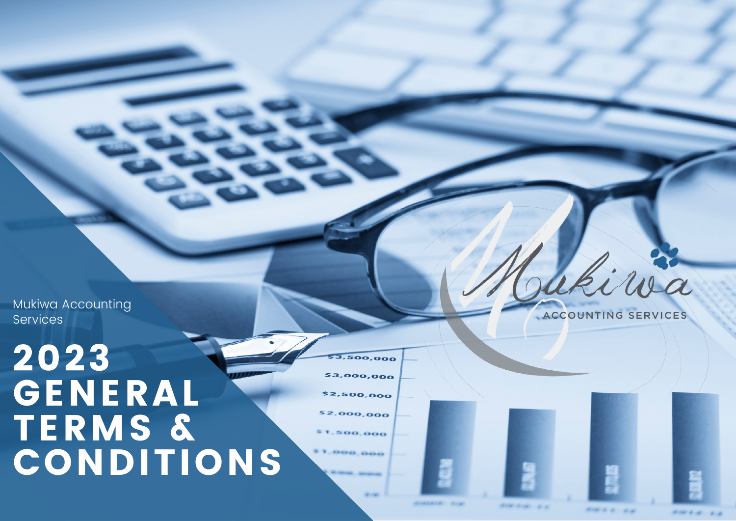Mukiwa Accounting Services

# 2023 GENERAL TERMS & CONDITIONS

Mukiwa

ACCOUNTING SERVICES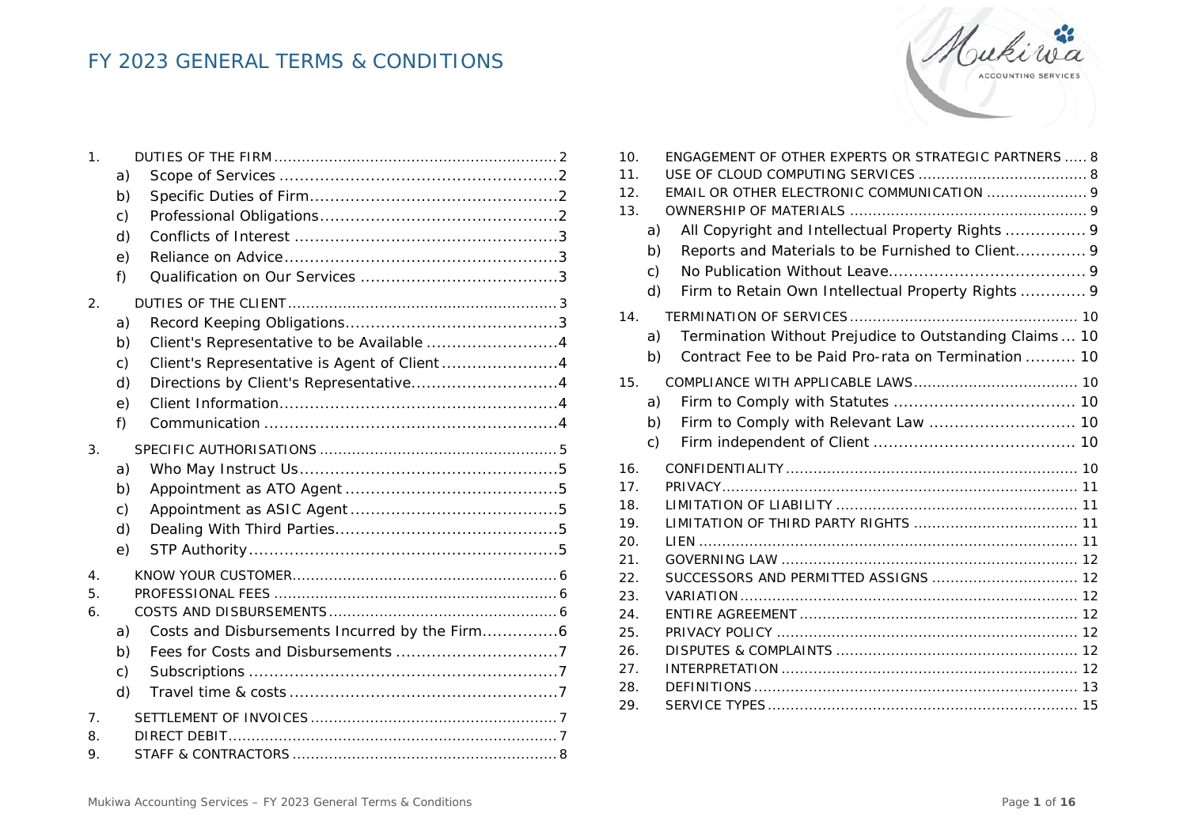# FY 2023 GENERAL TERMS & CONDITIONS

1. DUTIES OF THE FIRM .......... 2
   a) Scope of Services .......... 2
   b) Specific Duties of Firm .......... 2
   c) Professional Obligations .......... 2
   d) Conflicts of Interest .......... 3
   e) Reliance on Advice .......... 3
   f) Qualification on Our Services .......... 3
2. DUTIES OF THE CLIENT .......... 3
   a) Record Keeping Obligations .......... 3
   b) Client's Representative to be Available .......... 4
   c) Client's Representative is Agent of Client .......... 4
   d) Directions by Client's Representative .......... 4
   e) Client Information .......... 4
   f) Communication .......... 4
3. SPECIFIC AUTHORISATIONS .......... 5
   a) Who May Instruct Us .......... 5
   b) Appointment as ATO Agent .......... 5
   c) Appointment as ASIC Agent .......... 5
   d) Dealing With Third Parties .......... 5
   e) STP Authority .......... 5
4. KNOW YOUR CUSTOMER .......... 6
5. PROFESSIONAL FEES .......... 6
6. COSTS AND DISBURSEMENTS .......... 6
   a) Costs and Disbursements Incurred by the Firm .......... 6
   b) Fees for Costs and Disbursements .......... 7
   c) Subscriptions .......... 7
   d) Travel time & costs .......... 7
7. SETTLEMENT OF INVOICES .......... 7
8. DIRECT DEBIT .......... 7
9. STAFF & CONTRACTORS .......... 8
10. ENGAGEMENT OF OTHER EXPERTS OR STRATEGIC PARTNERS .......... 8
11. USE OF CLOUD COMPUTING SERVICES .......... 8
12. EMAIL OR OTHER ELECTRONIC COMMUNICATION .......... 9
13. OWNERSHIP OF MATERIALS .......... 9
    a) All Copyright and Intellectual Property Rights .......... 9
    b) Reports and Materials to be Furnished to Client .......... 9
    c) No Publication Without Leave .......... 9
    d) Firm to Retain Own Intellectual Property Rights .......... 9
14. TERMINATION OF SERVICES .......... 10
    a) Termination Without Prejudice to Outstanding Claims .......... 10
    b) Contract Fee to be Paid Pro-rata on Termination .......... 10
15. COMPLIANCE WITH APPLICABLE LAWS .......... 10
    a) Firm to Comply with Statutes .......... 10
    b) Firm to Comply with Relevant Law .......... 10
    c) Firm independent of Client .......... 10
16. CONFIDENTIALITY .......... 10
17. PRIVACY .......... 11
18. LIMITATION OF LIABILITY .......... 11
19. LIMITATION OF THIRD PARTY RIGHTS .......... 11
20. LIEN .......... 11
21. GOVERNING LAW .......... 12
22. SUCCESSORS AND PERMITTED ASSIGNS .......... 12
23. VARIATION .......... 12
24. ENTIRE AGREEMENT .......... 12
25. PRIVACY POLICY .......... 12
26. DISPUTES & COMPLAINTS .......... 12
27. INTERPRETATION .......... 12
28. DEFINITIONS .......... 13
29. SERVICE TYPES .......... 15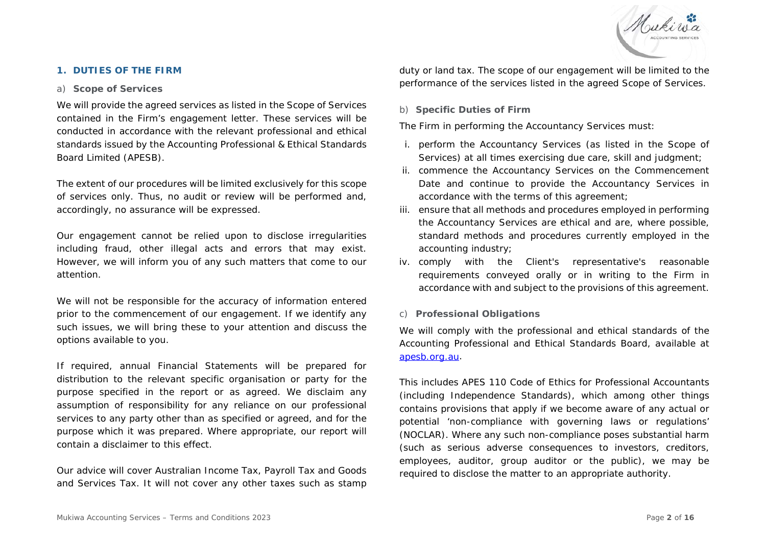## 1. DUTIES OF THE FIRM

### a) Scope of Services

We will provide the agreed services as listed in the Scope of Services contained in the Firm's engagement letter. These services will be conducted in accordance with the relevant professional and ethical standards issued by the Accounting Professional & Ethical Standards Board Limited (APESB).

The extent of our procedures will be limited exclusively for this scope of services only. Thus, no audit or review will be performed and, accordingly, no assurance will be expressed.

Our engagement cannot be relied upon to disclose irregularities including fraud, other illegal acts and errors that may exist. However, we will inform you of any such matters that come to our attention.

We will not be responsible for the accuracy of information entered prior to the commencement of our engagement. If we identify any such issues, we will bring these to your attention and discuss the options available to you.

If required, annual Financial Statements will be prepared for distribution to the relevant specific organisation or party for the purpose specified in the report or as agreed. We disclaim any assumption of responsibility for any reliance on our professional services to any party other than as specified or agreed, and for the purpose which it was prepared. Where appropriate, our report will contain a disclaimer to this effect.

Our advice will cover Australian Income Tax, Payroll Tax and Goods and Services Tax. It will not cover any other taxes such as stamp duty or land tax. The scope of our engagement will be limited to the performance of the services listed in the agreed Scope of Services.

### b) Specific Duties of Firm

The Firm in performing the Accountancy Services must:

i. perform the Accountancy Services (as listed in the Scope of Services) at all times exercising due care, skill and judgment;
ii. commence the Accountancy Services on the Commencement Date and continue to provide the Accountancy Services in accordance with the terms of this agreement;
iii. ensure that all methods and procedures employed in performing the Accountancy Services are ethical and are, where possible, standard methods and procedures currently employed in the accounting industry;
iv. comply with the Client's representative's reasonable requirements conveyed orally or in writing to the Firm in accordance with and subject to the provisions of this agreement.

### c) Professional Obligations

We will comply with the professional and ethical standards of the Accounting Professional and Ethical Standards Board, available at apesb.org.au.

This includes APES 110 Code of Ethics for Professional Accountants (including Independence Standards), which among other things contains provisions that apply if we become aware of any actual or potential 'non-compliance with governing laws or regulations' (NOCLAR). Where any such non-compliance poses substantial harm (such as serious adverse consequences to investors, creditors, employees, auditor, group auditor or the public), we may be required to disclose the matter to an appropriate authority.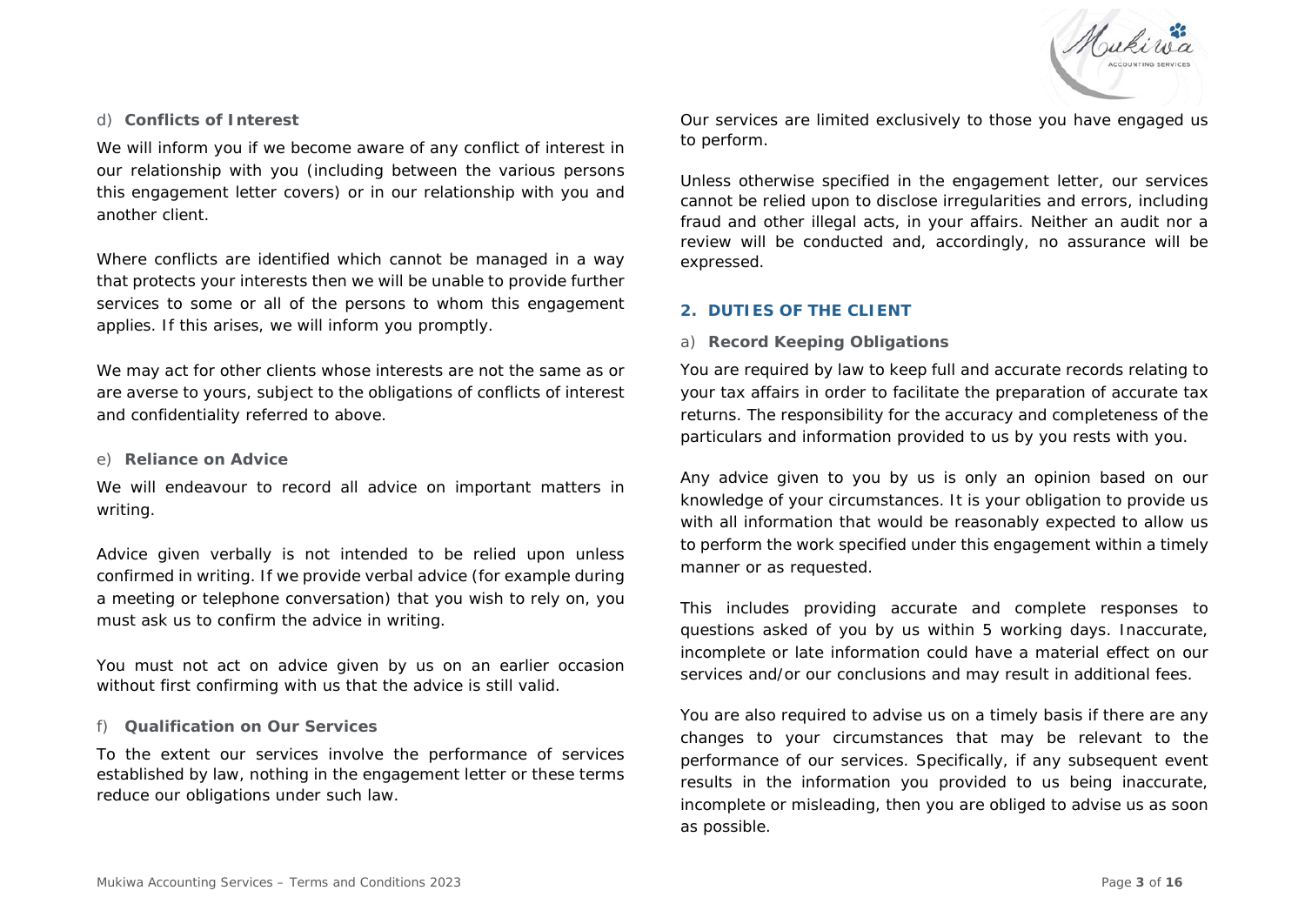### d) Conflicts of Interest

We will inform you if we become aware of any conflict of interest in our relationship with you (including between the various persons this engagement letter covers) or in our relationship with you and another client.

Where conflicts are identified which cannot be managed in a way that protects your interests then we will be unable to provide further services to some or all of the persons to whom this engagement applies. If this arises, we will inform you promptly.

We may act for other clients whose interests are not the same as or are averse to yours, subject to the obligations of conflicts of interest and confidentiality referred to above.

### e) Reliance on Advice

We will endeavour to record all advice on important matters in writing.

Advice given verbally is not intended to be relied upon unless confirmed in writing. If we provide verbal advice (for example during a meeting or telephone conversation) that you wish to rely on, you must ask us to confirm the advice in writing.

You must not act on advice given by us on an earlier occasion without first confirming with us that the advice is still valid.

### f) Qualification on Our Services

To the extent our services involve the performance of services established by law, nothing in the engagement letter or these terms reduce our obligations under such law.

Our services are limited exclusively to those you have engaged us to perform.

Unless otherwise specified in the engagement letter, our services cannot be relied upon to disclose irregularities and errors, including fraud and other illegal acts, in your affairs. Neither an audit nor a review will be conducted and, accordingly, no assurance will be expressed.

## 2. DUTIES OF THE CLIENT

### a) Record Keeping Obligations

You are required by law to keep full and accurate records relating to your tax affairs in order to facilitate the preparation of accurate tax returns. The responsibility for the accuracy and completeness of the particulars and information provided to us by you rests with you.

Any advice given to you by us is only an opinion based on our knowledge of your circumstances. It is your obligation to provide us with all information that would be reasonably expected to allow us to perform the work specified under this engagement within a timely manner or as requested.

This includes providing accurate and complete responses to questions asked of you by us within 5 working days. Inaccurate, incomplete or late information could have a material effect on our services and/or our conclusions and may result in additional fees.

You are also required to advise us on a timely basis if there are any changes to your circumstances that may be relevant to the performance of our services. Specifically, if any subsequent event results in the information you provided to us being inaccurate, incomplete or misleading, then you are obliged to advise us as soon as possible.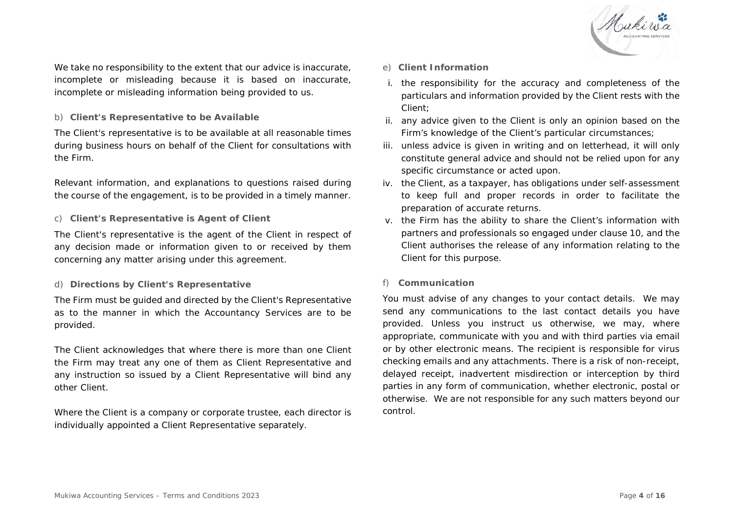We take no responsibility to the extent that our advice is inaccurate, incomplete or misleading because it is based on inaccurate, incomplete or misleading information being provided to us.

b) **Client's Representative to be Available**

The Client's representative is to be available at all reasonable times during business hours on behalf of the Client for consultations with the Firm.

Relevant information, and explanations to questions raised during the course of the engagement, is to be provided in a timely manner.

c) **Client's Representative is Agent of Client**

The Client's representative is the agent of the Client in respect of any decision made or information given to or received by them concerning any matter arising under this agreement.

d) **Directions by Client's Representative**

The Firm must be guided and directed by the Client's Representative as to the manner in which the Accountancy Services are to be provided.

The Client acknowledges that where there is more than one Client the Firm may treat any one of them as Client Representative and any instruction so issued by a Client Representative will bind any other Client.

Where the Client is a company or corporate trustee, each director is individually appointed a Client Representative separately.

e) **Client Information**

i. the responsibility for the accuracy and completeness of the particulars and information provided by the Client rests with the Client;
ii. any advice given to the Client is only an opinion based on the Firm's knowledge of the Client's particular circumstances;
iii. unless advice is given in writing and on letterhead, it will only constitute general advice and should not be relied upon for any specific circumstance or acted upon.
iv. the Client, as a taxpayer, has obligations under self-assessment to keep full and proper records in order to facilitate the preparation of accurate returns.
v. the Firm has the ability to share the Client's information with partners and professionals so engaged under clause 10, and the Client authorises the release of any information relating to the Client for this purpose.

f) **Communication**

You must advise of any changes to your contact details. We may send any communications to the last contact details you have provided. Unless you instruct us otherwise, we may, where appropriate, communicate with you and with third parties via email or by other electronic means. The recipient is responsible for virus checking emails and any attachments. There is a risk of non-receipt, delayed receipt, inadvertent misdirection or interception by third parties in any form of communication, whether electronic, postal or otherwise. We are not responsible for any such matters beyond our control.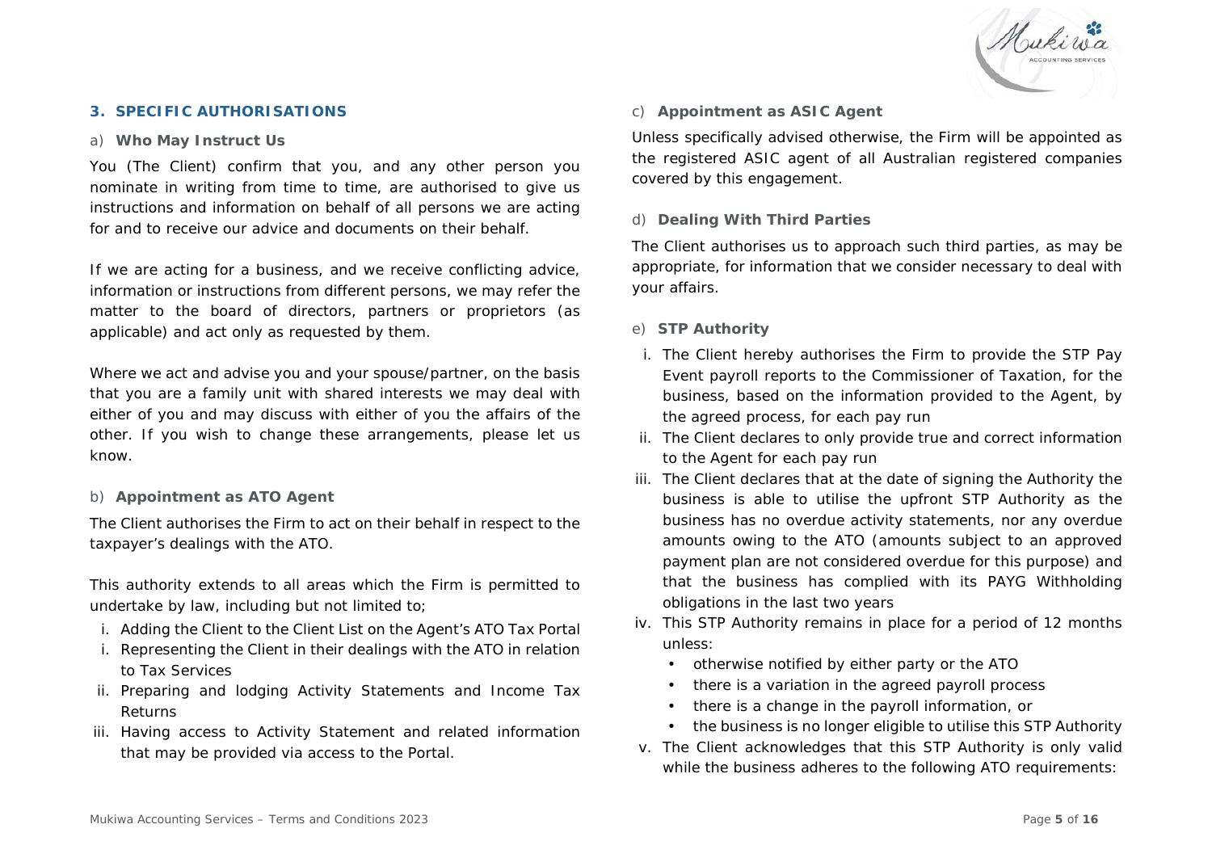## 3. SPECIFIC AUTHORISATIONS

### a) Who May Instruct Us

You (The Client) confirm that you, and any other person you nominate in writing from time to time, are authorised to give us instructions and information on behalf of all persons we are acting for and to receive our advice and documents on their behalf.

If we are acting for a business, and we receive conflicting advice, information or instructions from different persons, we may refer the matter to the board of directors, partners or proprietors (as applicable) and act only as requested by them.

Where we act and advise you and your spouse/partner, on the basis that you are a family unit with shared interests we may deal with either of you and may discuss with either of you the affairs of the other. If you wish to change these arrangements, please let us know.

### b) Appointment as ATO Agent

The Client authorises the Firm to act on their behalf in respect to the taxpayer's dealings with the ATO.

This authority extends to all areas which the Firm is permitted to undertake by law, including but not limited to;

i. Adding the Client to the Client List on the Agent's ATO Tax Portal
i. Representing the Client in their dealings with the ATO in relation to Tax Services
ii. Preparing and lodging Activity Statements and Income Tax Returns
iii. Having access to Activity Statement and related information that may be provided via access to the Portal.

### c) Appointment as ASIC Agent

Unless specifically advised otherwise, the Firm will be appointed as the registered ASIC agent of all Australian registered companies covered by this engagement.

### d) Dealing With Third Parties

The Client authorises us to approach such third parties, as may be appropriate, for information that we consider necessary to deal with your affairs.

### e) STP Authority

i. The Client hereby authorises the Firm to provide the STP Pay Event payroll reports to the Commissioner of Taxation, for the business, based on the information provided to the Agent, by the agreed process, for each pay run
ii. The Client declares to only provide true and correct information to the Agent for each pay run
iii. The Client declares that at the date of signing the Authority the business is able to utilise the upfront STP Authority as the business has no overdue activity statements, nor any overdue amounts owing to the ATO (amounts subject to an approved payment plan are not considered overdue for this purpose) and that the business has complied with its PAYG Withholding obligations in the last two years
iv. This STP Authority remains in place for a period of 12 months unless:
    - otherwise notified by either party or the ATO
    - there is a variation in the agreed payroll process
    - there is a change in the payroll information, or
    - the business is no longer eligible to utilise this STP Authority
v. The Client acknowledges that this STP Authority is only valid while the business adheres to the following ATO requirements: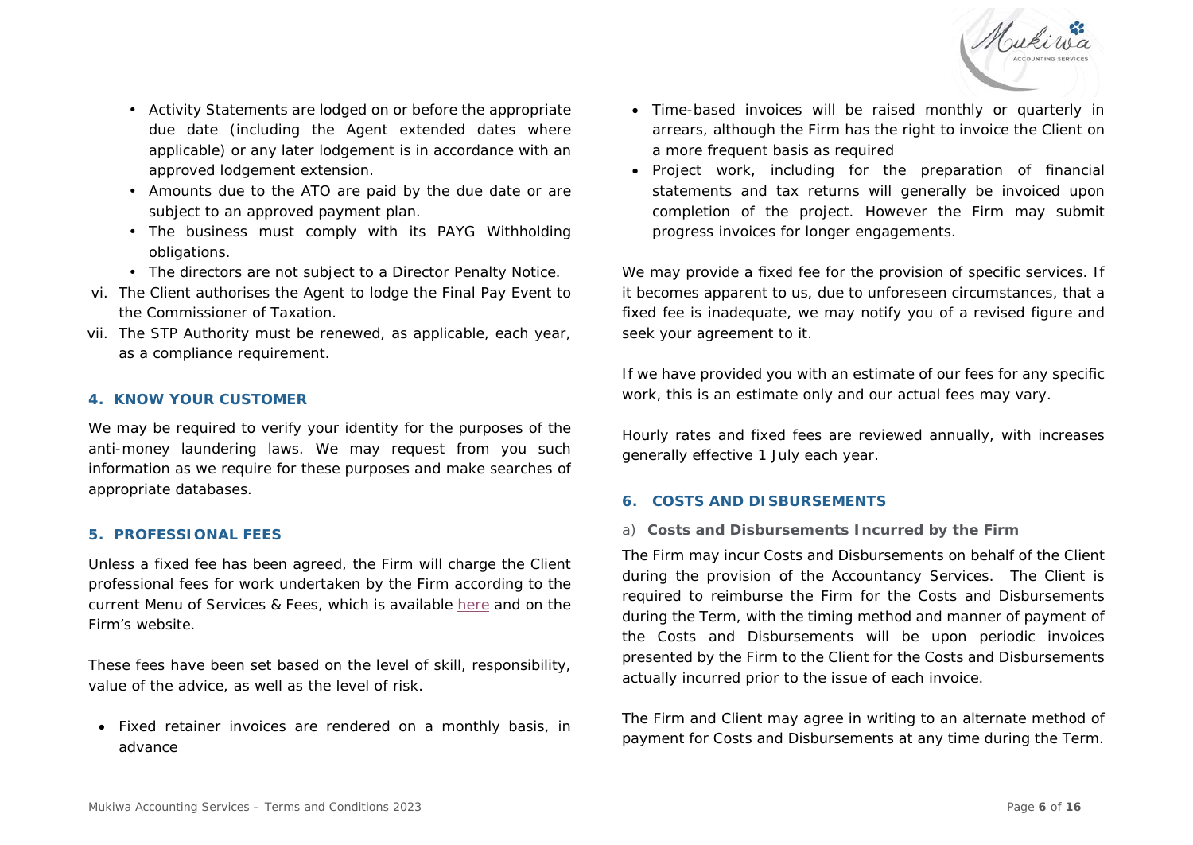- Activity Statements are lodged on or before the appropriate due date (including the Agent extended dates where applicable) or any later lodgement is in accordance with an approved lodgement extension.
- Amounts due to the ATO are paid by the due date or are subject to an approved payment plan.
- The business must comply with its PAYG Withholding obligations.
- The directors are not subject to a Director Penalty Notice.

vi. The Client authorises the Agent to lodge the Final Pay Event to the Commissioner of Taxation.

vii. The STP Authority must be renewed, as applicable, each year, as a compliance requirement.

## 4. KNOW YOUR CUSTOMER

We may be required to verify your identity for the purposes of the anti-money laundering laws. We may request from you such information as we require for these purposes and make searches of appropriate databases.

## 5. PROFESSIONAL FEES

Unless a fixed fee has been agreed, the Firm will charge the Client professional fees for work undertaken by the Firm according to the current Menu of Services & Fees, which is available here and on the Firm's website.

These fees have been set based on the level of skill, responsibility, value of the advice, as well as the level of risk.

- Fixed retainer invoices are rendered on a monthly basis, in advance
- Time-based invoices will be raised monthly or quarterly in arrears, although the Firm has the right to invoice the Client on a more frequent basis as required
- Project work, including for the preparation of financial statements and tax returns will generally be invoiced upon completion of the project. However the Firm may submit progress invoices for longer engagements.

We may provide a fixed fee for the provision of specific services. If it becomes apparent to us, due to unforeseen circumstances, that a fixed fee is inadequate, we may notify you of a revised figure and seek your agreement to it.

If we have provided you with an estimate of our fees for any specific work, this is an estimate only and our actual fees may vary.

Hourly rates and fixed fees are reviewed annually, with increases generally effective 1 July each year.

## 6. COSTS AND DISBURSEMENTS

### a) Costs and Disbursements Incurred by the Firm

The Firm may incur Costs and Disbursements on behalf of the Client during the provision of the Accountancy Services. The Client is required to reimburse the Firm for the Costs and Disbursements during the Term, with the timing method and manner of payment of the Costs and Disbursements will be upon periodic invoices presented by the Firm to the Client for the Costs and Disbursements actually incurred prior to the issue of each invoice.

The Firm and Client may agree in writing to an alternate method of payment for Costs and Disbursements at any time during the Term.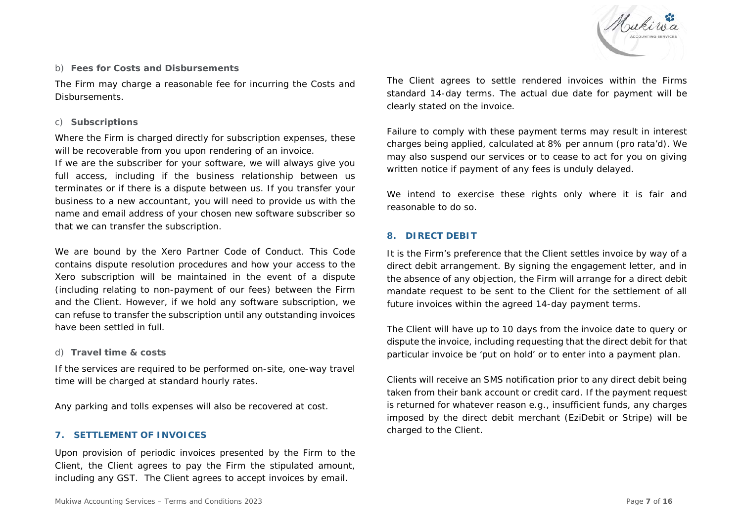b) **Fees for Costs and Disbursements**

The Firm may charge a reasonable fee for incurring the Costs and Disbursements.

c) **Subscriptions**

Where the Firm is charged directly for subscription expenses, these will be recoverable from you upon rendering of an invoice.

If we are the subscriber for your software, we will always give you full access, including if the business relationship between us terminates or if there is a dispute between us. If you transfer your business to a new accountant, you will need to provide us with the name and email address of your chosen new software subscriber so that we can transfer the subscription.

We are bound by the Xero Partner Code of Conduct. This Code contains dispute resolution procedures and how your access to the Xero subscription will be maintained in the event of a dispute (including relating to non-payment of our fees) between the Firm and the Client. However, if we hold any software subscription, we can refuse to transfer the subscription until any outstanding invoices have been settled in full.

d) **Travel time & costs**

If the services are required to be performed on-site, one-way travel time will be charged at standard hourly rates.

Any parking and tolls expenses will also be recovered at cost.

## 7. SETTLEMENT OF INVOICES

Upon provision of periodic invoices presented by the Firm to the Client, the Client agrees to pay the Firm the stipulated amount, including any GST. The Client agrees to accept invoices by email.

The Client agrees to settle rendered invoices within the Firms standard 14-day terms. The actual due date for payment will be clearly stated on the invoice.

Failure to comply with these payment terms may result in interest charges being applied, calculated at 8% per annum (pro rata'd). We may also suspend our services or to cease to act for you on giving written notice if payment of any fees is unduly delayed.

We intend to exercise these rights only where it is fair and reasonable to do so.

## 8. DIRECT DEBIT

It is the Firm's preference that the Client settles invoice by way of a direct debit arrangement. By signing the engagement letter, and in the absence of any objection, the Firm will arrange for a direct debit mandate request to be sent to the Client for the settlement of all future invoices within the agreed 14-day payment terms.

The Client will have up to 10 days from the invoice date to query or dispute the invoice, including requesting that the direct debit for that particular invoice be 'put on hold' or to enter into a payment plan.

Clients will receive an SMS notification prior to any direct debit being taken from their bank account or credit card. If the payment request is returned for whatever reason e.g., insufficient funds, any charges imposed by the direct debit merchant (EziDebit or Stripe) will be charged to the Client.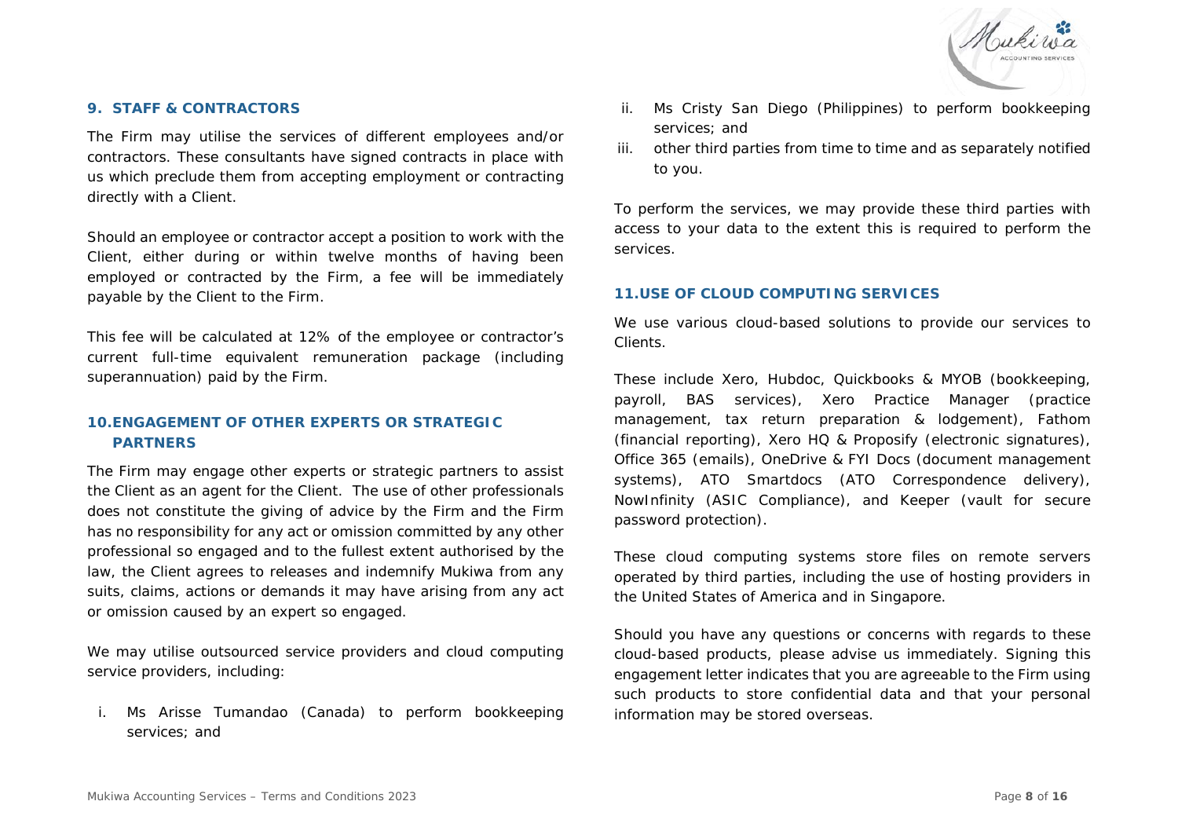## 9. STAFF & CONTRACTORS

The Firm may utilise the services of different employees and/or contractors. These consultants have signed contracts in place with us which preclude them from accepting employment or contracting directly with a Client.

Should an employee or contractor accept a position to work with the Client, either during or within twelve months of having been employed or contracted by the Firm, a fee will be immediately payable by the Client to the Firm.

This fee will be calculated at 12% of the employee or contractor's current full-time equivalent remuneration package (including superannuation) paid by the Firm.

## 10. ENGAGEMENT OF OTHER EXPERTS OR STRATEGIC PARTNERS

The Firm may engage other experts or strategic partners to assist the Client as an agent for the Client. The use of other professionals does not constitute the giving of advice by the Firm and the Firm has no responsibility for any act or omission committed by any other professional so engaged and to the fullest extent authorised by the law, the Client agrees to releases and indemnify Mukiwa from any suits, claims, actions or demands it may have arising from any act or omission caused by an expert so engaged.

We may utilise outsourced service providers and cloud computing service providers, including:

i. Ms Arisse Tumandao (Canada) to perform bookkeeping services; and
ii. Ms Cristy San Diego (Philippines) to perform bookkeeping services; and
iii. other third parties from time to time and as separately notified to you.

To perform the services, we may provide these third parties with access to your data to the extent this is required to perform the services.

## 11. USE OF CLOUD COMPUTING SERVICES

We use various cloud-based solutions to provide our services to Clients.

These include Xero, Hubdoc, Quickbooks & MYOB (bookkeeping, payroll, BAS services), Xero Practice Manager (practice management, tax return preparation & lodgement), Fathom (financial reporting), Xero HQ & Proposify (electronic signatures), Office 365 (emails), OneDrive & FYI Docs (document management systems), ATO Smartdocs (ATO Correspondence delivery), NowInfinity (ASIC Compliance), and Keeper (vault for secure password protection).

These cloud computing systems store files on remote servers operated by third parties, including the use of hosting providers in the United States of America and in Singapore.

Should you have any questions or concerns with regards to these cloud-based products, please advise us immediately. Signing this engagement letter indicates that you are agreeable to the Firm using such products to store confidential data and that your personal information may be stored overseas.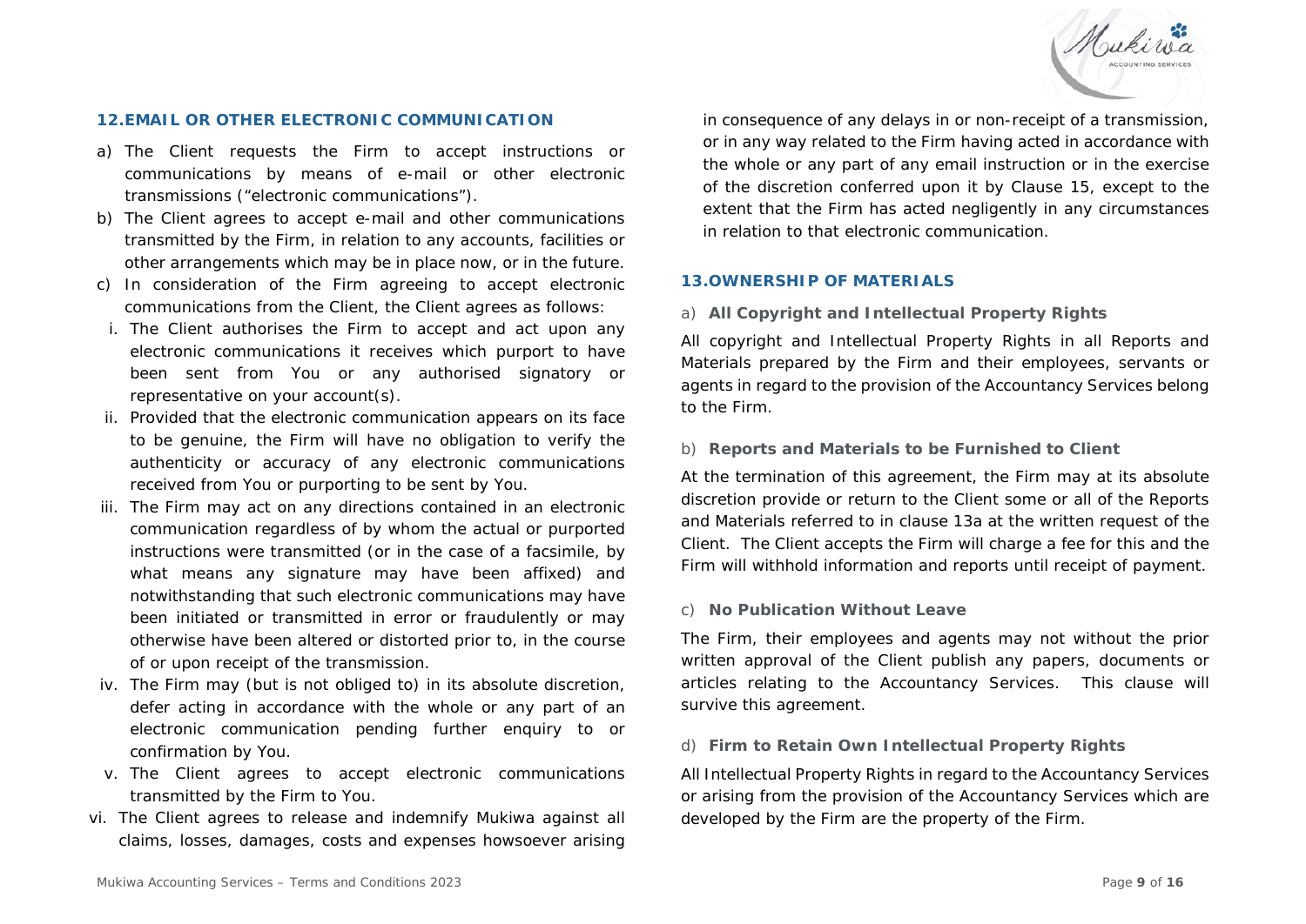## 12. EMAIL OR OTHER ELECTRONIC COMMUNICATION

a) The Client requests the Firm to accept instructions or communications by means of e-mail or other electronic transmissions ("electronic communications").

b) The Client agrees to accept e-mail and other communications transmitted by the Firm, in relation to any accounts, facilities or other arrangements which may be in place now, or in the future.

c) In consideration of the Firm agreeing to accept electronic communications from the Client, the Client agrees as follows:

   i. The Client authorises the Firm to accept and act upon any electronic communications it receives which purport to have been sent from You or any authorised signatory or representative on your account(s).

   ii. Provided that the electronic communication appears on its face to be genuine, the Firm will have no obligation to verify the authenticity or accuracy of any electronic communications received from You or purporting to be sent by You.

   iii. The Firm may act on any directions contained in an electronic communication regardless of by whom the actual or purported instructions were transmitted (or in the case of a facsimile, by what means any signature may have been affixed) and notwithstanding that such electronic communications may have been initiated or transmitted in error or fraudulently or may otherwise have been altered or distorted prior to, in the course of or upon receipt of the transmission.

   iv. The Firm may (but is not obliged to) in its absolute discretion, defer acting in accordance with the whole or any part of an electronic communication pending further enquiry to or confirmation by You.

   v. The Client agrees to accept electronic communications transmitted by the Firm to You.

   vi. The Client agrees to release and indemnify Mukiwa against all claims, losses, damages, costs and expenses howsoever arising in consequence of any delays in or non-receipt of a transmission, or in any way related to the Firm having acted in accordance with the whole or any part of any email instruction or in the exercise of the discretion conferred upon it by Clause 15, except to the extent that the Firm has acted negligently in any circumstances in relation to that electronic communication.

## 13. OWNERSHIP OF MATERIALS

### a) All Copyright and Intellectual Property Rights

All copyright and Intellectual Property Rights in all Reports and Materials prepared by the Firm and their employees, servants or agents in regard to the provision of the Accountancy Services belong to the Firm.

### b) Reports and Materials to be Furnished to Client

At the termination of this agreement, the Firm may at its absolute discretion provide or return to the Client some or all of the Reports and Materials referred to in clause 13a at the written request of the Client. The Client accepts the Firm will charge a fee for this and the Firm will withhold information and reports until receipt of payment.

### c) No Publication Without Leave

The Firm, their employees and agents may not without the prior written approval of the Client publish any papers, documents or articles relating to the Accountancy Services. This clause will survive this agreement.

### d) Firm to Retain Own Intellectual Property Rights

All Intellectual Property Rights in regard to the Accountancy Services or arising from the provision of the Accountancy Services which are developed by the Firm are the property of the Firm.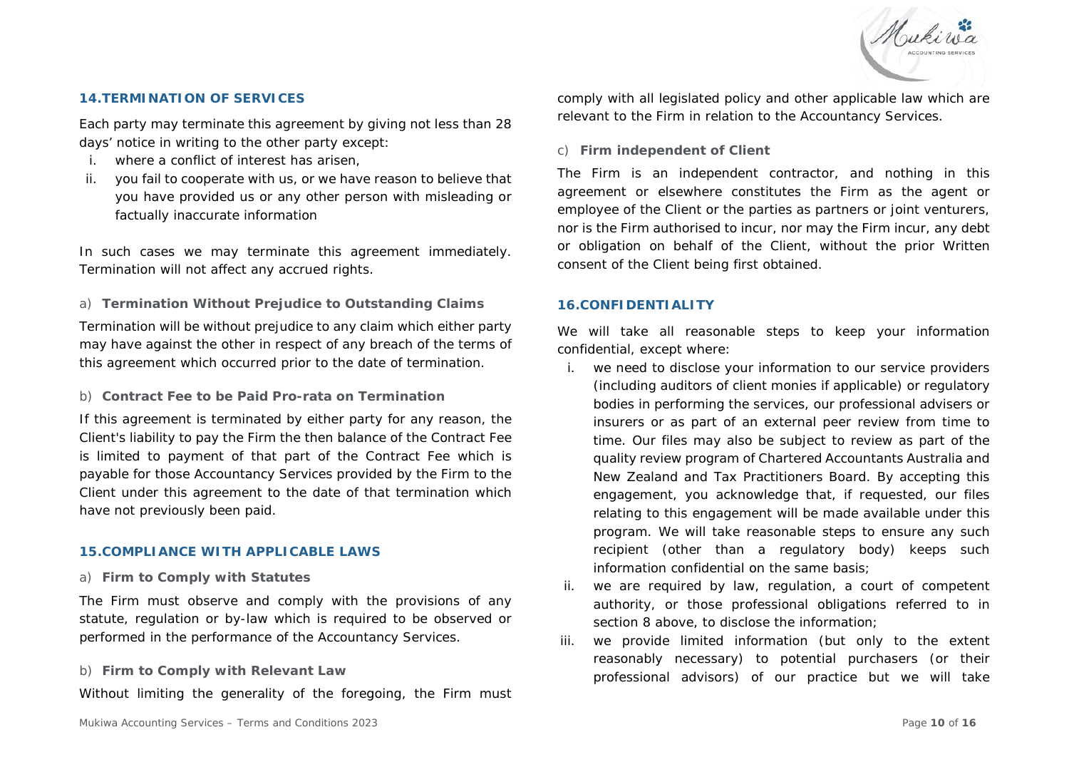## 14. TERMINATION OF SERVICES

Each party may terminate this agreement by giving not less than 28 days' notice in writing to the other party except:

i. where a conflict of interest has arisen,
ii. you fail to cooperate with us, or we have reason to believe that you have provided us or any other person with misleading or factually inaccurate information

In such cases we may terminate this agreement immediately. Termination will not affect any accrued rights.

### a) Termination Without Prejudice to Outstanding Claims

Termination will be without prejudice to any claim which either party may have against the other in respect of any breach of the terms of this agreement which occurred prior to the date of termination.

### b) Contract Fee to be Paid Pro-rata on Termination

If this agreement is terminated by either party for any reason, the Client's liability to pay the Firm the then balance of the Contract Fee is limited to payment of that part of the Contract Fee which is payable for those Accountancy Services provided by the Firm to the Client under this agreement to the date of that termination which have not previously been paid.

## 15. COMPLIANCE WITH APPLICABLE LAWS

### a) Firm to Comply with Statutes

The Firm must observe and comply with the provisions of any statute, regulation or by-law which is required to be observed or performed in the performance of the Accountancy Services.

### b) Firm to Comply with Relevant Law

Without limiting the generality of the foregoing, the Firm must comply with all legislated policy and other applicable law which are relevant to the Firm in relation to the Accountancy Services.

### c) Firm independent of Client

The Firm is an independent contractor, and nothing in this agreement or elsewhere constitutes the Firm as the agent or employee of the Client or the parties as partners or joint venturers, nor is the Firm authorised to incur, nor may the Firm incur, any debt or obligation on behalf of the Client, without the prior Written consent of the Client being first obtained.

## 16. CONFIDENTIALITY

We will take all reasonable steps to keep your information confidential, except where:

i. we need to disclose your information to our service providers (including auditors of client monies if applicable) or regulatory bodies in performing the services, our professional advisers or insurers or as part of an external peer review from time to time. Our files may also be subject to review as part of the quality review program of Chartered Accountants Australia and New Zealand and Tax Practitioners Board. By accepting this engagement, you acknowledge that, if requested, our files relating to this engagement will be made available under this program. We will take reasonable steps to ensure any such recipient (other than a regulatory body) keeps such information confidential on the same basis;
ii. we are required by law, regulation, a court of competent authority, or those professional obligations referred to in section 8 above, to disclose the information;
iii. we provide limited information (but only to the extent reasonably necessary) to potential purchasers (or their professional advisors) of our practice but we will take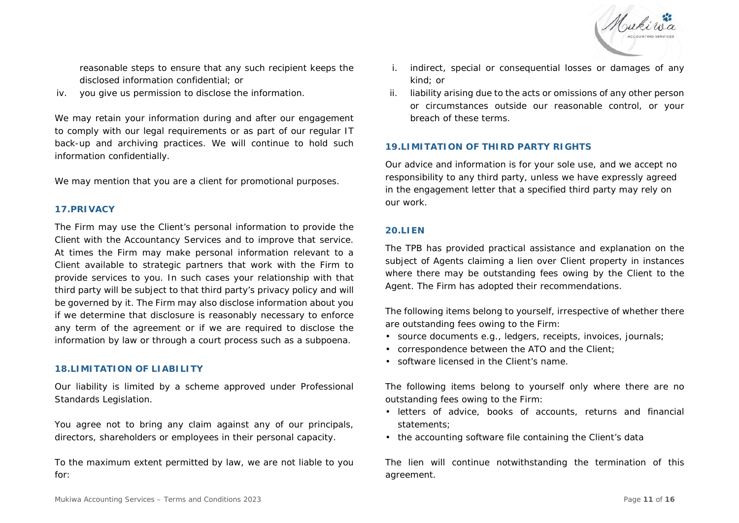reasonable steps to ensure that any such recipient keeps the disclosed information confidential; or

iv. you give us permission to disclose the information.

We may retain your information during and after our engagement to comply with our legal requirements or as part of our regular IT back-up and archiving practices. We will continue to hold such information confidentially.

We may mention that you are a client for promotional purposes.

## 17.PRIVACY

The Firm may use the Client's personal information to provide the Client with the Accountancy Services and to improve that service. At times the Firm may make personal information relevant to a Client available to strategic partners that work with the Firm to provide services to you. In such cases your relationship with that third party will be subject to that third party's privacy policy and will be governed by it. The Firm may also disclose information about you if we determine that disclosure is reasonably necessary to enforce any term of the agreement or if we are required to disclose the information by law or through a court process such as a subpoena.

## 18.LIMITATION OF LIABILITY

Our liability is limited by a scheme approved under Professional Standards Legislation.

You agree not to bring any claim against any of our principals, directors, shareholders or employees in their personal capacity.

To the maximum extent permitted by law, we are not liable to you for:

i. indirect, special or consequential losses or damages of any kind; or
ii. liability arising due to the acts or omissions of any other person or circumstances outside our reasonable control, or your breach of these terms.

## 19.LIMITATION OF THIRD PARTY RIGHTS

Our advice and information is for your sole use, and we accept no responsibility to any third party, unless we have expressly agreed in the engagement letter that a specified third party may rely on our work.

## 20.LIEN

The TPB has provided practical assistance and explanation on the subject of Agents claiming a lien over Client property in instances where there may be outstanding fees owing by the Client to the Agent. The Firm has adopted their recommendations.

The following items belong to yourself, irrespective of whether there are outstanding fees owing to the Firm:

- source documents e.g., ledgers, receipts, invoices, journals;
- correspondence between the ATO and the Client;
- software licensed in the Client's name.

The following items belong to yourself only where there are no outstanding fees owing to the Firm:

- letters of advice, books of accounts, returns and financial statements;
- the accounting software file containing the Client's data

The lien will continue notwithstanding the termination of this agreement.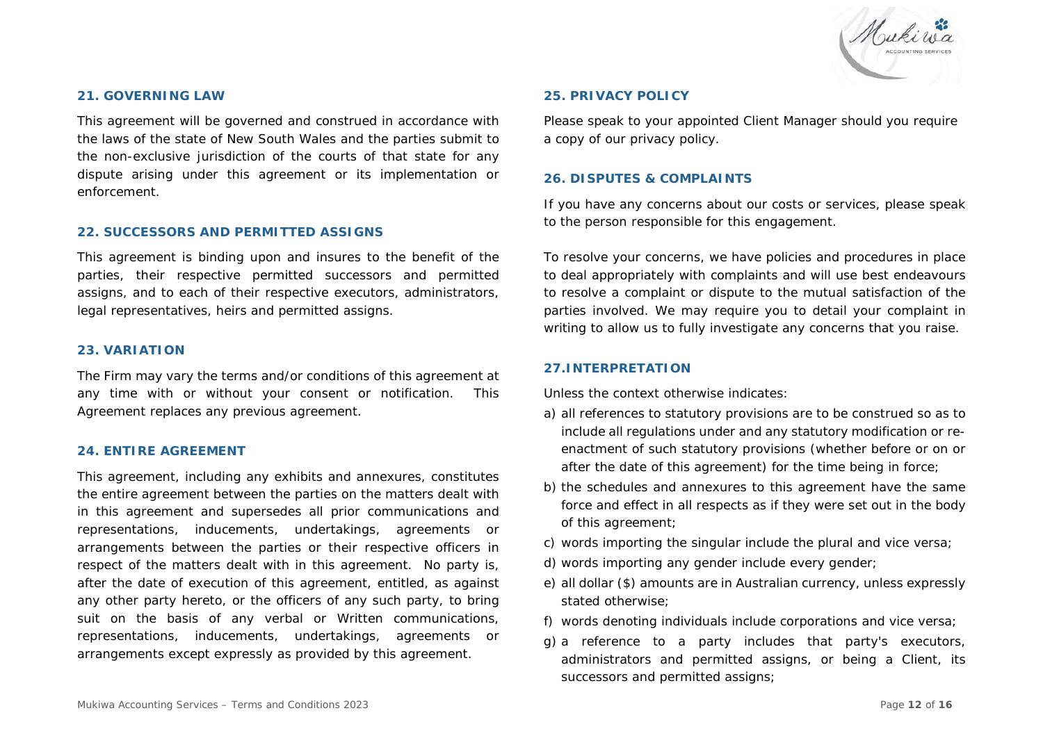## 21. GOVERNING LAW

This agreement will be governed and construed in accordance with the laws of the state of New South Wales and the parties submit to the non-exclusive jurisdiction of the courts of that state for any dispute arising under this agreement or its implementation or enforcement.

## 22. SUCCESSORS AND PERMITTED ASSIGNS

This agreement is binding upon and insures to the benefit of the parties, their respective permitted successors and permitted assigns, and to each of their respective executors, administrators, legal representatives, heirs and permitted assigns.

## 23. VARIATION

The Firm may vary the terms and/or conditions of this agreement at any time with or without your consent or notification. This Agreement replaces any previous agreement.

## 24. ENTIRE AGREEMENT

This agreement, including any exhibits and annexures, constitutes the entire agreement between the parties on the matters dealt with in this agreement and supersedes all prior communications and representations, inducements, undertakings, agreements or arrangements between the parties or their respective officers in respect of the matters dealt with in this agreement. No party is, after the date of execution of this agreement, entitled, as against any other party hereto, or the officers of any such party, to bring suit on the basis of any verbal or Written communications, representations, inducements, undertakings, agreements or arrangements except expressly as provided by this agreement.

## 25. PRIVACY POLICY

Please speak to your appointed Client Manager should you require a copy of our privacy policy.

## 26. DISPUTES & COMPLAINTS

If you have any concerns about our costs or services, please speak to the person responsible for this engagement.

To resolve your concerns, we have policies and procedures in place to deal appropriately with complaints and will use best endeavours to resolve a complaint or dispute to the mutual satisfaction of the parties involved. We may require you to detail your complaint in writing to allow us to fully investigate any concerns that you raise.

## 27.INTERPRETATION

Unless the context otherwise indicates:

a) all references to statutory provisions are to be construed so as to include all regulations under and any statutory modification or re-enactment of such statutory provisions (whether before or on or after the date of this agreement) for the time being in force;
b) the schedules and annexures to this agreement have the same force and effect in all respects as if they were set out in the body of this agreement;
c) words importing the singular include the plural and vice versa;
d) words importing any gender include every gender;
e) all dollar ($) amounts are in Australian currency, unless expressly stated otherwise;
f) words denoting individuals include corporations and vice versa;
g) a reference to a party includes that party's executors, administrators and permitted assigns, or being a Client, its successors and permitted assigns;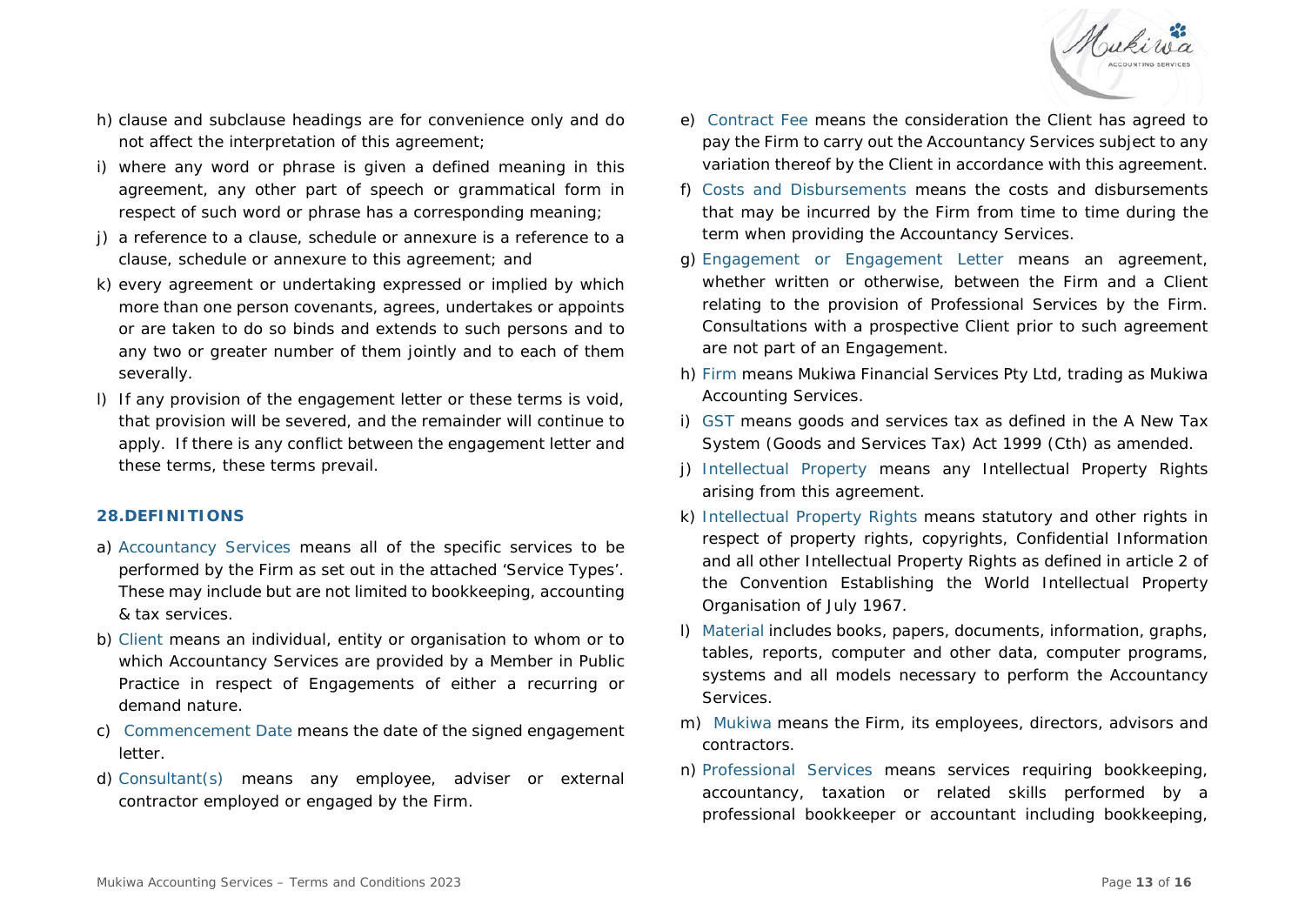h) clause and subclause headings are for convenience only and do not affect the interpretation of this agreement;

i) where any word or phrase is given a defined meaning in this agreement, any other part of speech or grammatical form in respect of such word or phrase has a corresponding meaning;

j) a reference to a clause, schedule or annexure is a reference to a clause, schedule or annexure to this agreement; and

k) every agreement or undertaking expressed or implied by which more than one person covenants, agrees, undertakes or appoints or are taken to do so binds and extends to such persons and to any two or greater number of them jointly and to each of them severally.

l) If any provision of the engagement letter or these terms is void, that provision will be severed, and the remainder will continue to apply. If there is any conflict between the engagement letter and these terms, these terms prevail.

## 28. DEFINITIONS

a) Accountancy Services means all of the specific services to be performed by the Firm as set out in the attached 'Service Types'. These may include but are not limited to bookkeeping, accounting & tax services.

b) Client means an individual, entity or organisation to whom or to which Accountancy Services are provided by a Member in Public Practice in respect of Engagements of either a recurring or demand nature.

c) Commencement Date means the date of the signed engagement letter.

d) Consultant(s) means any employee, adviser or external contractor employed or engaged by the Firm.

e) Contract Fee means the consideration the Client has agreed to pay the Firm to carry out the Accountancy Services subject to any variation thereof by the Client in accordance with this agreement.

f) Costs and Disbursements means the costs and disbursements that may be incurred by the Firm from time to time during the term when providing the Accountancy Services.

g) Engagement or Engagement Letter means an agreement, whether written or otherwise, between the Firm and a Client relating to the provision of Professional Services by the Firm. Consultations with a prospective Client prior to such agreement are not part of an Engagement.

h) Firm means Mukiwa Financial Services Pty Ltd, trading as Mukiwa Accounting Services.

i) GST means goods and services tax as defined in the A New Tax System (Goods and Services Tax) Act 1999 (Cth) as amended.

j) Intellectual Property means any Intellectual Property Rights arising from this agreement.

k) Intellectual Property Rights means statutory and other rights in respect of property rights, copyrights, Confidential Information and all other Intellectual Property Rights as defined in article 2 of the Convention Establishing the World Intellectual Property Organisation of July 1967.

l) Material includes books, papers, documents, information, graphs, tables, reports, computer and other data, computer programs, systems and all models necessary to perform the Accountancy Services.

m) Mukiwa means the Firm, its employees, directors, advisors and contractors.

n) Professional Services means services requiring bookkeeping, accountancy, taxation or related skills performed by a professional bookkeeper or accountant including bookkeeping,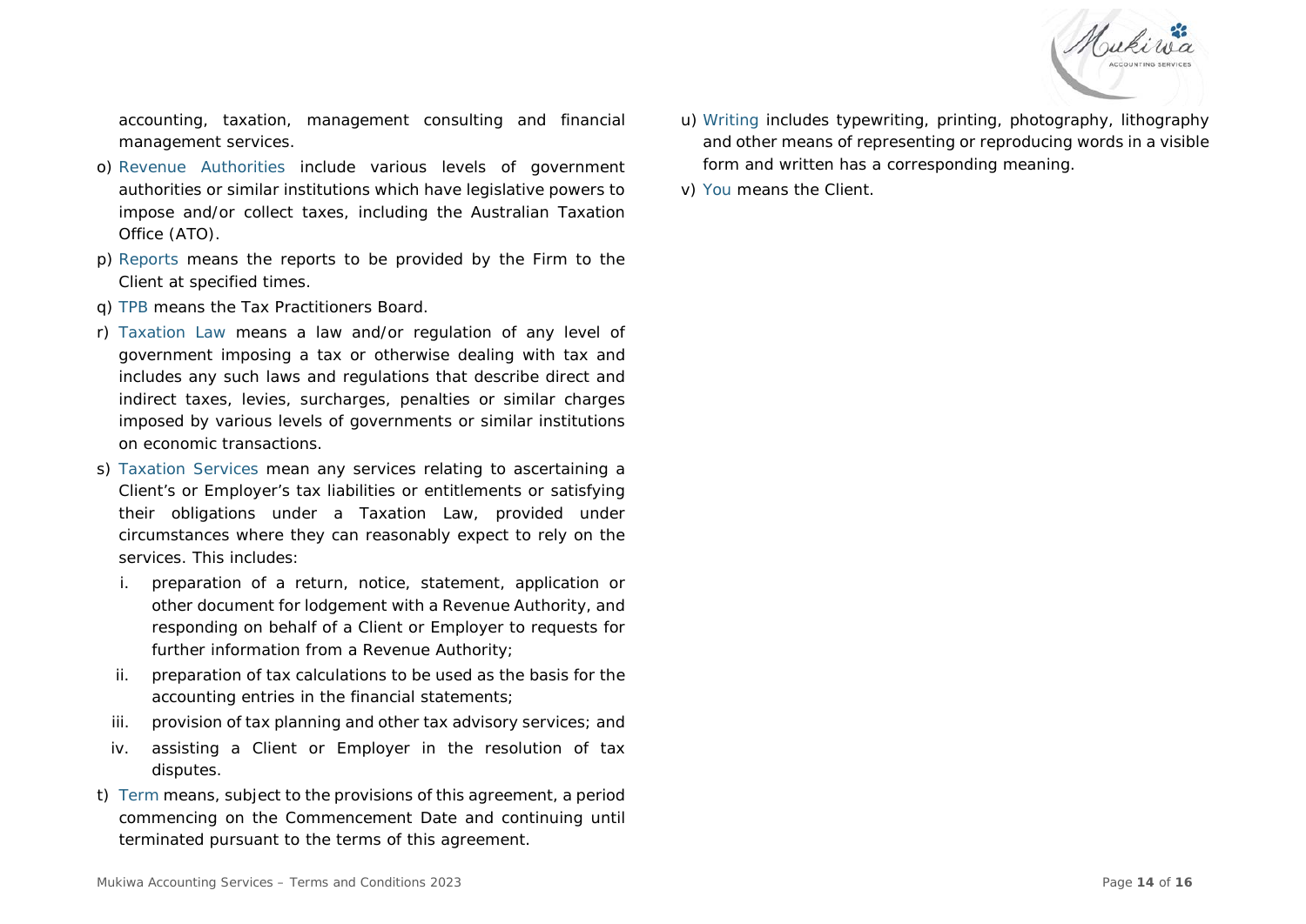accounting, taxation, management consulting and financial management services.

o) Revenue Authorities include various levels of government authorities or similar institutions which have legislative powers to impose and/or collect taxes, including the Australian Taxation Office (ATO).

p) Reports means the reports to be provided by the Firm to the Client at specified times.

q) TPB means the Tax Practitioners Board.

r) Taxation Law means a law and/or regulation of any level of government imposing a tax or otherwise dealing with tax and includes any such laws and regulations that describe direct and indirect taxes, levies, surcharges, penalties or similar charges imposed by various levels of governments or similar institutions on economic transactions.

s) Taxation Services mean any services relating to ascertaining a Client's or Employer's tax liabilities or entitlements or satisfying their obligations under a Taxation Law, provided under circumstances where they can reasonably expect to rely on the services. This includes:

   i. preparation of a return, notice, statement, application or other document for lodgement with a Revenue Authority, and responding on behalf of a Client or Employer to requests for further information from a Revenue Authority;

   ii. preparation of tax calculations to be used as the basis for the accounting entries in the financial statements;

   iii. provision of tax planning and other tax advisory services; and

   iv. assisting a Client or Employer in the resolution of tax disputes.

t) Term means, subject to the provisions of this agreement, a period commencing on the Commencement Date and continuing until terminated pursuant to the terms of this agreement.

u) Writing includes typewriting, printing, photography, lithography and other means of representing or reproducing words in a visible form and written has a corresponding meaning.

v) You means the Client.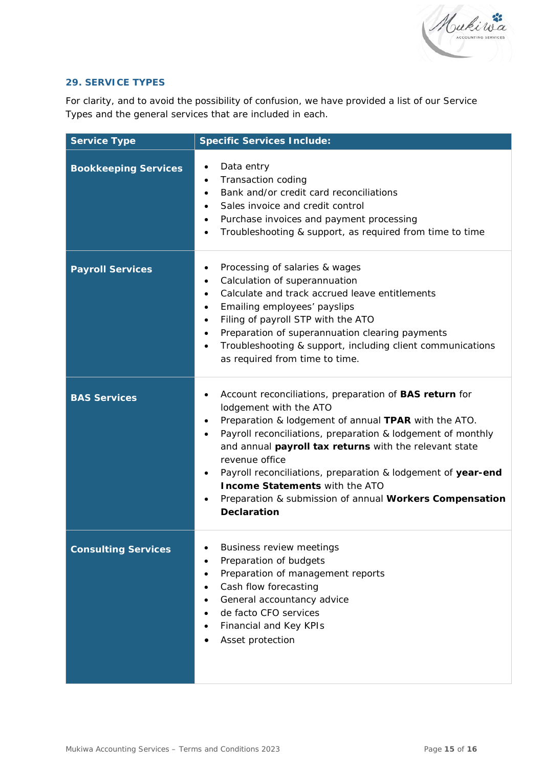## 29. SERVICE TYPES

For clarity, and to avoid the possibility of confusion, we have provided a list of our Service Types and the general services that are included in each.

| Service Type | Specific Services Include: |
|---|---|
| **Bookkeeping Services** | • Data entry<br>• Transaction coding<br>• Bank and/or credit card reconciliations<br>• Sales invoice and credit control<br>• Purchase invoices and payment processing<br>• Troubleshooting & support, as required from time to time |
| **Payroll Services** | • Processing of salaries & wages<br>• Calculation of superannuation<br>• Calculate and track accrued leave entitlements<br>• Emailing employees' payslips<br>• Filing of payroll STP with the ATO<br>• Preparation of superannuation clearing payments<br>• Troubleshooting & support, including client communications as required from time to time. |
| **BAS Services** | • Account reconciliations, preparation of **BAS return** for lodgement with the ATO<br>• Preparation & lodgement of annual **TPAR** with the ATO.<br>• Payroll reconciliations, preparation & lodgement of monthly and annual **payroll tax returns** with the relevant state revenue office<br>• Payroll reconciliations, preparation & lodgement of **year-end Income Statements** with the ATO<br>• Preparation & submission of annual **Workers Compensation Declaration** |
| **Consulting Services** | • Business review meetings<br>• Preparation of budgets<br>• Preparation of management reports<br>• Cash flow forecasting<br>• General accountancy advice<br>• de facto CFO services<br>• Financial and Key KPIs<br>• Asset protection |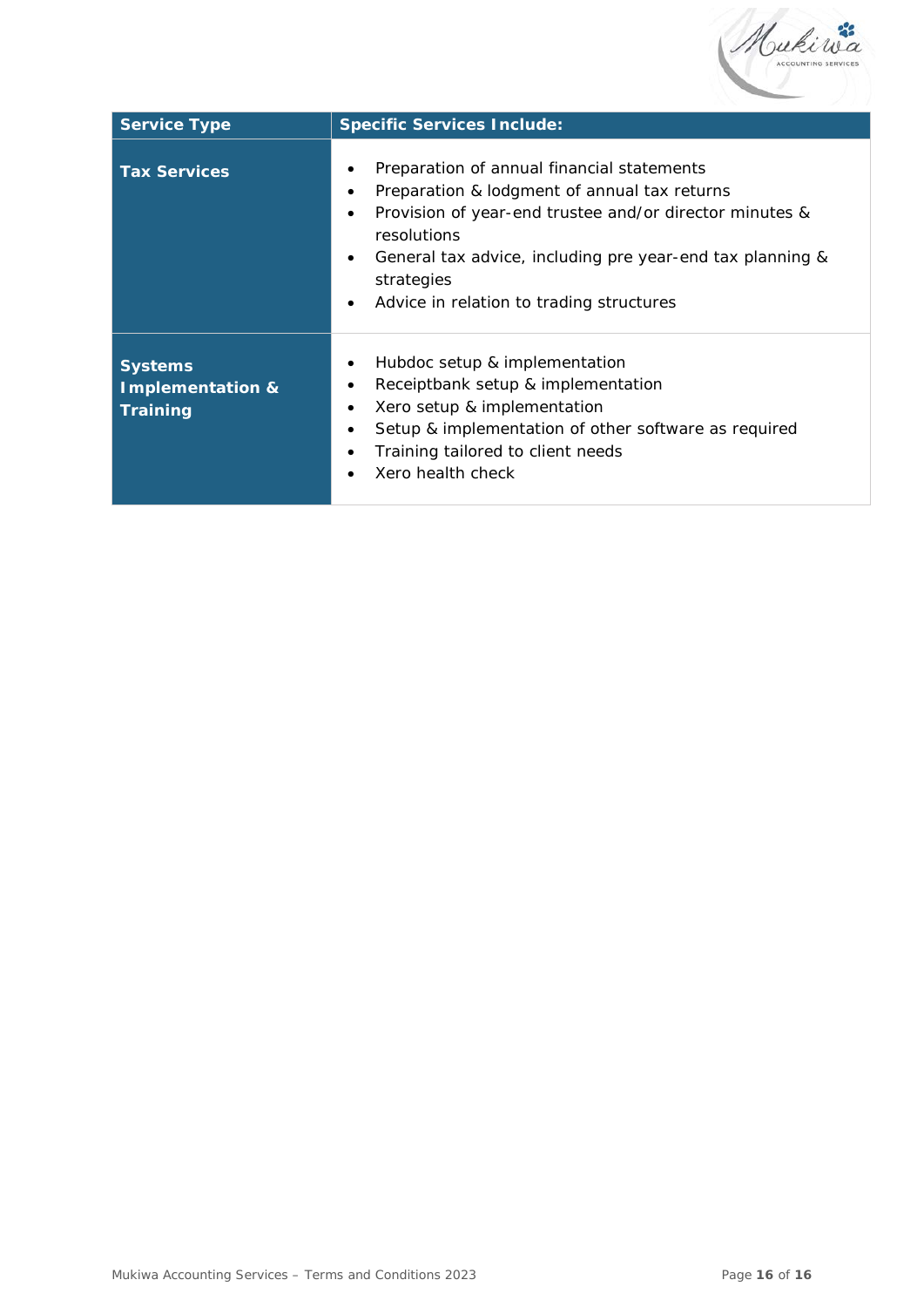| Service Type | Specific Services Include: |
|---|---|
| **Tax Services** | • Preparation of annual financial statements<br>• Preparation & lodgment of annual tax returns<br>• Provision of year-end trustee and/or director minutes & resolutions<br>• General tax advice, including pre year-end tax planning & strategies<br>• Advice in relation to trading structures |
| **Systems Implementation & Training** | • Hubdoc setup & implementation<br>• Receiptbank setup & implementation<br>• Xero setup & implementation<br>• Setup & implementation of other software as required<br>• Training tailored to client needs<br>• Xero health check |